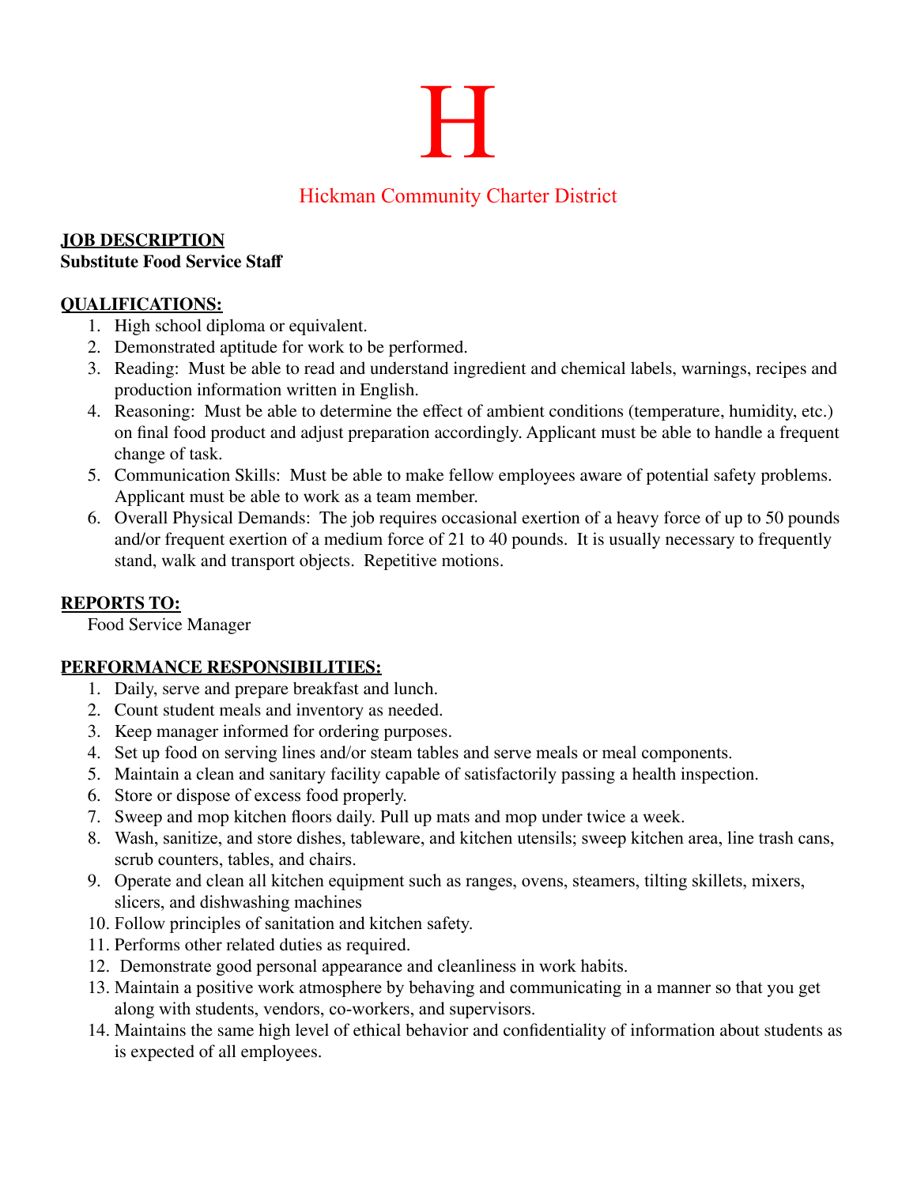# H

## Hickman Community Charter District

**JOB DESCRIPTION**
**Substitute Food Service Staff**

**QUALIFICATIONS:**

1. High school diploma or equivalent.
2. Demonstrated aptitude for work to be performed.
3. Reading: Must be able to read and understand ingredient and chemical labels, warnings, recipes and production information written in English.
4. Reasoning: Must be able to determine the effect of ambient conditions (temperature, humidity, etc.) on final food product and adjust preparation accordingly. Applicant must be able to handle a frequent change of task.
5. Communication Skills: Must be able to make fellow employees aware of potential safety problems. Applicant must be able to work as a team member.
6. Overall Physical Demands: The job requires occasional exertion of a heavy force of up to 50 pounds and/or frequent exertion of a medium force of 21 to 40 pounds. It is usually necessary to frequently stand, walk and transport objects. Repetitive motions.

**REPORTS TO:**

Food Service Manager

**PERFORMANCE RESPONSIBILITIES:**

1. Daily, serve and prepare breakfast and lunch.
2. Count student meals and inventory as needed.
3. Keep manager informed for ordering purposes.
4. Set up food on serving lines and/or steam tables and serve meals or meal components.
5. Maintain a clean and sanitary facility capable of satisfactorily passing a health inspection.
6. Store or dispose of excess food properly.
7. Sweep and mop kitchen floors daily. Pull up mats and mop under twice a week.
8. Wash, sanitize, and store dishes, tableware, and kitchen utensils; sweep kitchen area, line trash cans, scrub counters, tables, and chairs.
9. Operate and clean all kitchen equipment such as ranges, ovens, steamers, tilting skillets, mixers, slicers, and dishwashing machines
10. Follow principles of sanitation and kitchen safety.
11. Performs other related duties as required.
12. Demonstrate good personal appearance and cleanliness in work habits.
13. Maintain a positive work atmosphere by behaving and communicating in a manner so that you get along with students, vendors, co-workers, and supervisors.
14. Maintains the same high level of ethical behavior and confidentiality of information about students as is expected of all employees.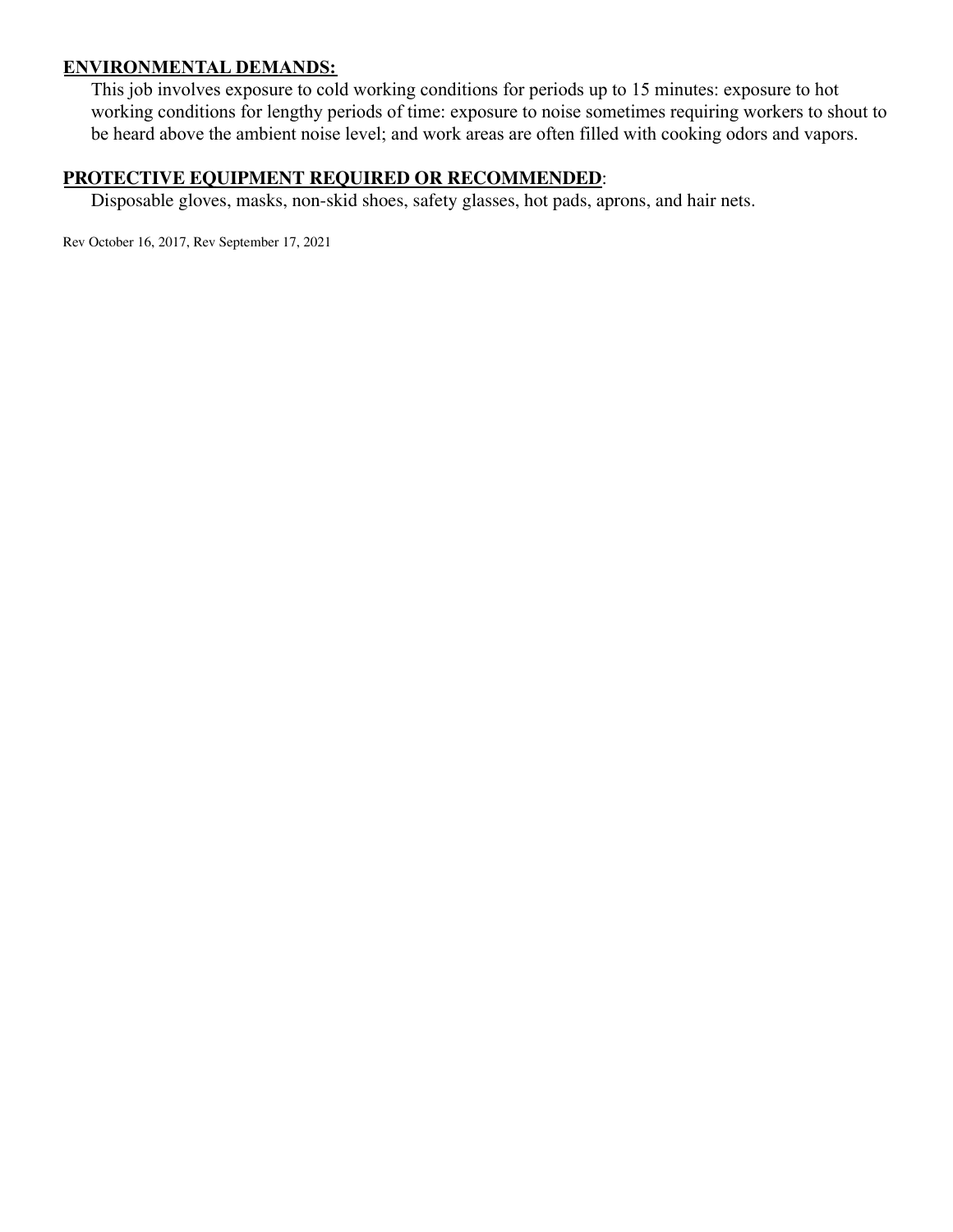**ENVIRONMENTAL DEMANDS:**

This job involves exposure to cold working conditions for periods up to 15 minutes: exposure to hot working conditions for lengthy periods of time: exposure to noise sometimes requiring workers to shout to be heard above the ambient noise level; and work areas are often filled with cooking odors and vapors.

**PROTECTIVE EQUIPMENT REQUIRED OR RECOMMENDED**:

Disposable gloves, masks, non-skid shoes, safety glasses, hot pads, aprons, and hair nets.

Rev October 16, 2017, Rev September 17, 2021